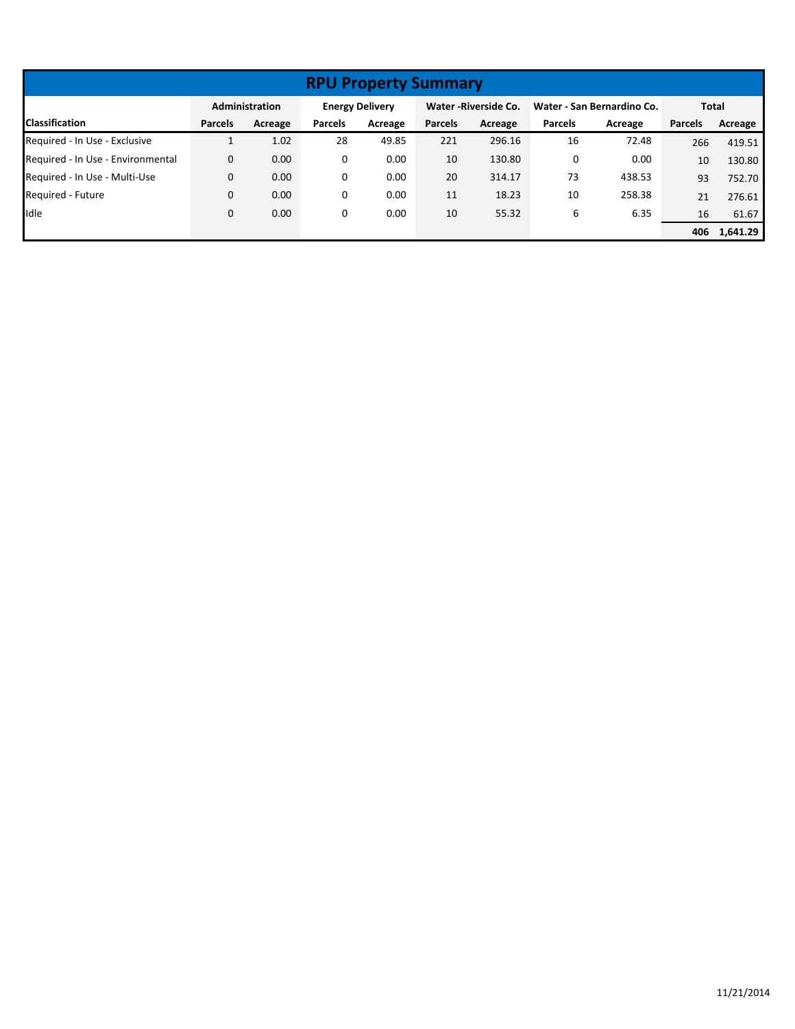# RPU Property Summary

| Classification | Administration | | Energy Delivery | | Water -Riverside Co. | | Water - San Bernardino Co. | | Total | |
|---|---|---|---|---|---|---|---|---|---|---|
| | Parcels | Acreage | Parcels | Acreage | Parcels | Acreage | Parcels | Acreage | Parcels | Acreage |
| Required - In Use - Exclusive | 1 | 1.02 | 28 | 49.85 | 221 | 296.16 | 16 | 72.48 | 266 | 419.51 |
| Required - In Use - Environmental | 0 | 0.00 | 0 | 0.00 | 10 | 130.80 | 0 | 0.00 | 10 | 130.80 |
| Required - In Use - Multi-Use | 0 | 0.00 | 0 | 0.00 | 20 | 314.17 | 73 | 438.53 | 93 | 752.70 |
| Required - Future | 0 | 0.00 | 0 | 0.00 | 11 | 18.23 | 10 | 258.38 | 21 | 276.61 |
| Idle | 0 | 0.00 | 0 | 0.00 | 10 | 55.32 | 6 | 6.35 | 16 | 61.67 |
| | | | | | | | | | **406** | **1,641.29** |

11/21/2014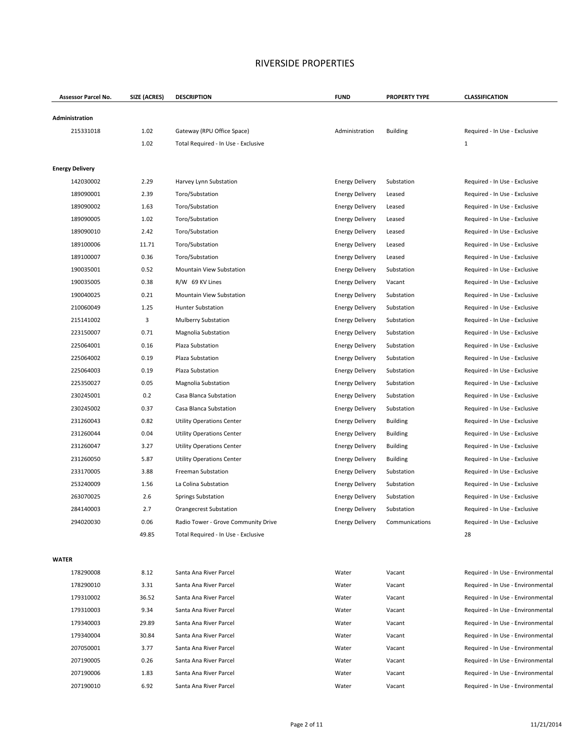## RIVERSIDE PROPERTIES

| Assessor Parcel No. | SIZE (ACRES) | DESCRIPTION | FUND | PROPERTY TYPE | CLASSIFICATION |
|---|---|---|---|---|---|
| **Administration** | | | | | |
| 215331018 | 1.02 | Gateway (RPU Office Space) | Administration | Building | Required - In Use - Exclusive |
| | 1.02 | Total Required - In Use - Exclusive | | | 1 |
| **Energy Delivery** | | | | | |
| 142030002 | 2.29 | Harvey Lynn Substation | Energy Delivery | Substation | Required - In Use - Exclusive |
| 189090001 | 2.39 | Toro/Substation | Energy Delivery | Leased | Required - In Use - Exclusive |
| 189090002 | 1.63 | Toro/Substation | Energy Delivery | Leased | Required - In Use - Exclusive |
| 189090005 | 1.02 | Toro/Substation | Energy Delivery | Leased | Required - In Use - Exclusive |
| 189090010 | 2.42 | Toro/Substation | Energy Delivery | Leased | Required - In Use - Exclusive |
| 189100006 | 11.71 | Toro/Substation | Energy Delivery | Leased | Required - In Use - Exclusive |
| 189100007 | 0.36 | Toro/Substation | Energy Delivery | Leased | Required - In Use - Exclusive |
| 190035001 | 0.52 | Mountain View Substation | Energy Delivery | Substation | Required - In Use - Exclusive |
| 190035005 | 0.38 | R/W 69 KV Lines | Energy Delivery | Vacant | Required - In Use - Exclusive |
| 190040025 | 0.21 | Mountain View Substation | Energy Delivery | Substation | Required - In Use - Exclusive |
| 210060049 | 1.25 | Hunter Substation | Energy Delivery | Substation | Required - In Use - Exclusive |
| 215141002 | 3 | Mulberry Substation | Energy Delivery | Substation | Required - In Use - Exclusive |
| 223150007 | 0.71 | Magnolia Substation | Energy Delivery | Substation | Required - In Use - Exclusive |
| 225064001 | 0.16 | Plaza Substation | Energy Delivery | Substation | Required - In Use - Exclusive |
| 225064002 | 0.19 | Plaza Substation | Energy Delivery | Substation | Required - In Use - Exclusive |
| 225064003 | 0.19 | Plaza Substation | Energy Delivery | Substation | Required - In Use - Exclusive |
| 225350027 | 0.05 | Magnolia Substation | Energy Delivery | Substation | Required - In Use - Exclusive |
| 230245001 | 0.2 | Casa Blanca Substation | Energy Delivery | Substation | Required - In Use - Exclusive |
| 230245002 | 0.37 | Casa Blanca Substation | Energy Delivery | Substation | Required - In Use - Exclusive |
| 231260043 | 0.82 | Utility Operations Center | Energy Delivery | Building | Required - In Use - Exclusive |
| 231260044 | 0.04 | Utility Operations Center | Energy Delivery | Building | Required - In Use - Exclusive |
| 231260047 | 3.27 | Utility Operations Center | Energy Delivery | Building | Required - In Use - Exclusive |
| 231260050 | 5.87 | Utility Operations Center | Energy Delivery | Building | Required - In Use - Exclusive |
| 233170005 | 3.88 | Freeman Substation | Energy Delivery | Substation | Required - In Use - Exclusive |
| 253240009 | 1.56 | La Colina Substation | Energy Delivery | Substation | Required - In Use - Exclusive |
| 263070025 | 2.6 | Springs Substation | Energy Delivery | Substation | Required - In Use - Exclusive |
| 284140003 | 2.7 | Orangecrest Substation | Energy Delivery | Substation | Required - In Use - Exclusive |
| 294020030 | 0.06 | Radio Tower - Grove Community Drive | Energy Delivery | Communications | Required - In Use - Exclusive |
| | 49.85 | Total Required - In Use - Exclusive | | | 28 |
| **WATER** | | | | | |
| 178290008 | 8.12 | Santa Ana River Parcel | Water | Vacant | Required - In Use - Environmental |
| 178290010 | 3.31 | Santa Ana River Parcel | Water | Vacant | Required - In Use - Environmental |
| 179310002 | 36.52 | Santa Ana River Parcel | Water | Vacant | Required - In Use - Environmental |
| 179310003 | 9.34 | Santa Ana River Parcel | Water | Vacant | Required - In Use - Environmental |
| 179340003 | 29.89 | Santa Ana River Parcel | Water | Vacant | Required - In Use - Environmental |
| 179340004 | 30.84 | Santa Ana River Parcel | Water | Vacant | Required - In Use - Environmental |
| 207050001 | 3.77 | Santa Ana River Parcel | Water | Vacant | Required - In Use - Environmental |
| 207190005 | 0.26 | Santa Ana River Parcel | Water | Vacant | Required - In Use - Environmental |
| 207190006 | 1.83 | Santa Ana River Parcel | Water | Vacant | Required - In Use - Environmental |
| 207190010 | 6.92 | Santa Ana River Parcel | Water | Vacant | Required - In Use - Environmental |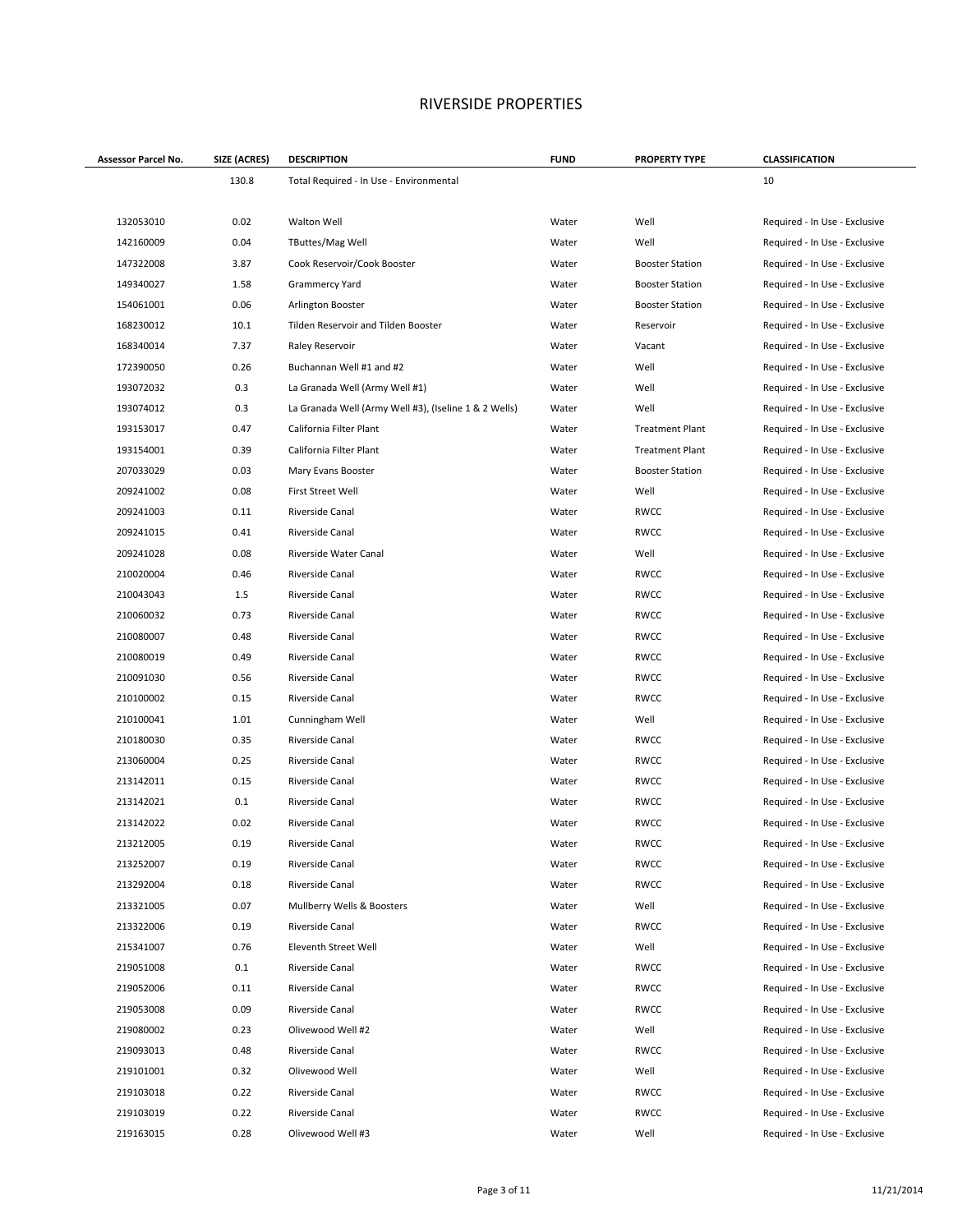# RIVERSIDE PROPERTIES

| Assessor Parcel No. | SIZE (ACRES) | DESCRIPTION | FUND | PROPERTY TYPE | CLASSIFICATION |
|---|---|---|---|---|---|
| | 130.8 | Total Required - In Use - Environmental | | | 10 |
| 132053010 | 0.02 | Walton Well | Water | Well | Required - In Use - Exclusive |
| 142160009 | 0.04 | TButtes/Mag Well | Water | Well | Required - In Use - Exclusive |
| 147322008 | 3.87 | Cook Reservoir/Cook Booster | Water | Booster Station | Required - In Use - Exclusive |
| 149340027 | 1.58 | Grammercy Yard | Water | Booster Station | Required - In Use - Exclusive |
| 154061001 | 0.06 | Arlington Booster | Water | Booster Station | Required - In Use - Exclusive |
| 168230012 | 10.1 | Tilden Reservoir and Tilden Booster | Water | Reservoir | Required - In Use - Exclusive |
| 168340014 | 7.37 | Raley Reservoir | Water | Vacant | Required - In Use - Exclusive |
| 172390050 | 0.26 | Buchannan Well #1 and #2 | Water | Well | Required - In Use - Exclusive |
| 193072032 | 0.3 | La Granada Well (Army Well #1) | Water | Well | Required - In Use - Exclusive |
| 193074012 | 0.3 | La Granada Well (Army Well #3), (Iseline 1 & 2 Wells) | Water | Well | Required - In Use - Exclusive |
| 193153017 | 0.47 | California Filter Plant | Water | Treatment Plant | Required - In Use - Exclusive |
| 193154001 | 0.39 | California Filter Plant | Water | Treatment Plant | Required - In Use - Exclusive |
| 207033029 | 0.03 | Mary Evans Booster | Water | Booster Station | Required - In Use - Exclusive |
| 209241002 | 0.08 | First Street Well | Water | Well | Required - In Use - Exclusive |
| 209241003 | 0.11 | Riverside Canal | Water | RWCC | Required - In Use - Exclusive |
| 209241015 | 0.41 | Riverside Canal | Water | RWCC | Required - In Use - Exclusive |
| 209241028 | 0.08 | Riverside Water Canal | Water | Well | Required - In Use - Exclusive |
| 210020004 | 0.46 | Riverside Canal | Water | RWCC | Required - In Use - Exclusive |
| 210043043 | 1.5 | Riverside Canal | Water | RWCC | Required - In Use - Exclusive |
| 210060032 | 0.73 | Riverside Canal | Water | RWCC | Required - In Use - Exclusive |
| 210080007 | 0.48 | Riverside Canal | Water | RWCC | Required - In Use - Exclusive |
| 210080019 | 0.49 | Riverside Canal | Water | RWCC | Required - In Use - Exclusive |
| 210091030 | 0.56 | Riverside Canal | Water | RWCC | Required - In Use - Exclusive |
| 210100002 | 0.15 | Riverside Canal | Water | RWCC | Required - In Use - Exclusive |
| 210100041 | 1.01 | Cunningham Well | Water | Well | Required - In Use - Exclusive |
| 210180030 | 0.35 | Riverside Canal | Water | RWCC | Required - In Use - Exclusive |
| 213060004 | 0.25 | Riverside Canal | Water | RWCC | Required - In Use - Exclusive |
| 213142011 | 0.15 | Riverside Canal | Water | RWCC | Required - In Use - Exclusive |
| 213142021 | 0.1 | Riverside Canal | Water | RWCC | Required - In Use - Exclusive |
| 213142022 | 0.02 | Riverside Canal | Water | RWCC | Required - In Use - Exclusive |
| 213212005 | 0.19 | Riverside Canal | Water | RWCC | Required - In Use - Exclusive |
| 213252007 | 0.19 | Riverside Canal | Water | RWCC | Required - In Use - Exclusive |
| 213292004 | 0.18 | Riverside Canal | Water | RWCC | Required - In Use - Exclusive |
| 213321005 | 0.07 | Mullberry Wells & Boosters | Water | Well | Required - In Use - Exclusive |
| 213322006 | 0.19 | Riverside Canal | Water | RWCC | Required - In Use - Exclusive |
| 215341007 | 0.76 | Eleventh Street Well | Water | Well | Required - In Use - Exclusive |
| 219051008 | 0.1 | Riverside Canal | Water | RWCC | Required - In Use - Exclusive |
| 219052006 | 0.11 | Riverside Canal | Water | RWCC | Required - In Use - Exclusive |
| 219053008 | 0.09 | Riverside Canal | Water | RWCC | Required - In Use - Exclusive |
| 219080002 | 0.23 | Olivewood Well #2 | Water | Well | Required - In Use - Exclusive |
| 219093013 | 0.48 | Riverside Canal | Water | RWCC | Required - In Use - Exclusive |
| 219101001 | 0.32 | Olivewood Well | Water | Well | Required - In Use - Exclusive |
| 219103018 | 0.22 | Riverside Canal | Water | RWCC | Required - In Use - Exclusive |
| 219103019 | 0.22 | Riverside Canal | Water | RWCC | Required - In Use - Exclusive |
| 219163015 | 0.28 | Olivewood Well #3 | Water | Well | Required - In Use - Exclusive |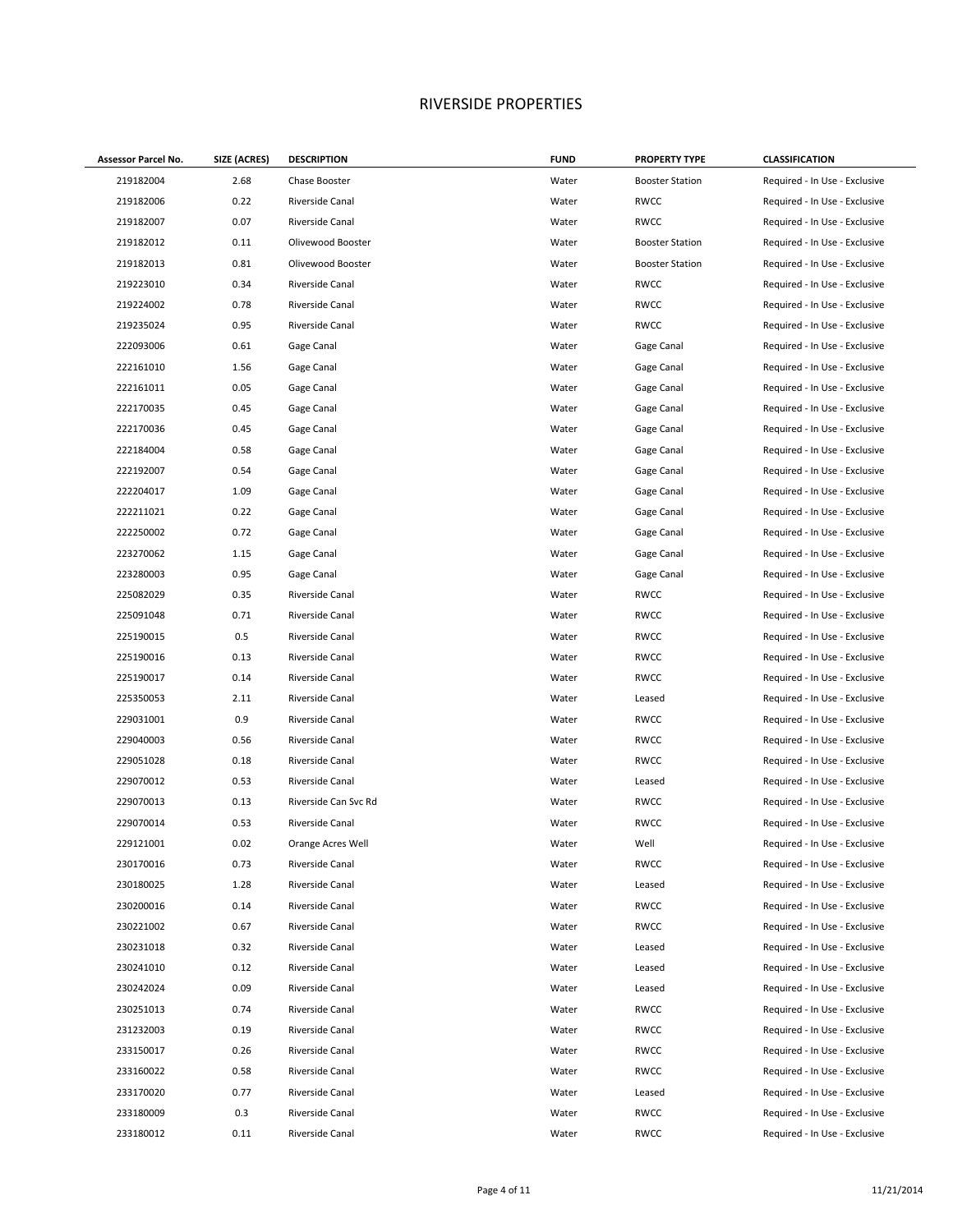# RIVERSIDE PROPERTIES

| Assessor Parcel No. | SIZE (ACRES) | DESCRIPTION | FUND | PROPERTY TYPE | CLASSIFICATION |
|---|---|---|---|---|---|
| 219182004 | 2.68 | Chase Booster | Water | Booster Station | Required - In Use - Exclusive |
| 219182006 | 0.22 | Riverside Canal | Water | RWCC | Required - In Use - Exclusive |
| 219182007 | 0.07 | Riverside Canal | Water | RWCC | Required - In Use - Exclusive |
| 219182012 | 0.11 | Olivewood Booster | Water | Booster Station | Required - In Use - Exclusive |
| 219182013 | 0.81 | Olivewood Booster | Water | Booster Station | Required - In Use - Exclusive |
| 219223010 | 0.34 | Riverside Canal | Water | RWCC | Required - In Use - Exclusive |
| 219224002 | 0.78 | Riverside Canal | Water | RWCC | Required - In Use - Exclusive |
| 219235024 | 0.95 | Riverside Canal | Water | RWCC | Required - In Use - Exclusive |
| 222093006 | 0.61 | Gage Canal | Water | Gage Canal | Required - In Use - Exclusive |
| 222161010 | 1.56 | Gage Canal | Water | Gage Canal | Required - In Use - Exclusive |
| 222161011 | 0.05 | Gage Canal | Water | Gage Canal | Required - In Use - Exclusive |
| 222170035 | 0.45 | Gage Canal | Water | Gage Canal | Required - In Use - Exclusive |
| 222170036 | 0.45 | Gage Canal | Water | Gage Canal | Required - In Use - Exclusive |
| 222184004 | 0.58 | Gage Canal | Water | Gage Canal | Required - In Use - Exclusive |
| 222192007 | 0.54 | Gage Canal | Water | Gage Canal | Required - In Use - Exclusive |
| 222204017 | 1.09 | Gage Canal | Water | Gage Canal | Required - In Use - Exclusive |
| 222211021 | 0.22 | Gage Canal | Water | Gage Canal | Required - In Use - Exclusive |
| 222250002 | 0.72 | Gage Canal | Water | Gage Canal | Required - In Use - Exclusive |
| 223270062 | 1.15 | Gage Canal | Water | Gage Canal | Required - In Use - Exclusive |
| 223280003 | 0.95 | Gage Canal | Water | Gage Canal | Required - In Use - Exclusive |
| 225082029 | 0.35 | Riverside Canal | Water | RWCC | Required - In Use - Exclusive |
| 225091048 | 0.71 | Riverside Canal | Water | RWCC | Required - In Use - Exclusive |
| 225190015 | 0.5 | Riverside Canal | Water | RWCC | Required - In Use - Exclusive |
| 225190016 | 0.13 | Riverside Canal | Water | RWCC | Required - In Use - Exclusive |
| 225190017 | 0.14 | Riverside Canal | Water | RWCC | Required - In Use - Exclusive |
| 225350053 | 2.11 | Riverside Canal | Water | Leased | Required - In Use - Exclusive |
| 229031001 | 0.9 | Riverside Canal | Water | RWCC | Required - In Use - Exclusive |
| 229040003 | 0.56 | Riverside Canal | Water | RWCC | Required - In Use - Exclusive |
| 229051028 | 0.18 | Riverside Canal | Water | RWCC | Required - In Use - Exclusive |
| 229070012 | 0.53 | Riverside Canal | Water | Leased | Required - In Use - Exclusive |
| 229070013 | 0.13 | Riverside Can Svc Rd | Water | RWCC | Required - In Use - Exclusive |
| 229070014 | 0.53 | Riverside Canal | Water | RWCC | Required - In Use - Exclusive |
| 229121001 | 0.02 | Orange Acres Well | Water | Well | Required - In Use - Exclusive |
| 230170016 | 0.73 | Riverside Canal | Water | RWCC | Required - In Use - Exclusive |
| 230180025 | 1.28 | Riverside Canal | Water | Leased | Required - In Use - Exclusive |
| 230200016 | 0.14 | Riverside Canal | Water | RWCC | Required - In Use - Exclusive |
| 230221002 | 0.67 | Riverside Canal | Water | RWCC | Required - In Use - Exclusive |
| 230231018 | 0.32 | Riverside Canal | Water | Leased | Required - In Use - Exclusive |
| 230241010 | 0.12 | Riverside Canal | Water | Leased | Required - In Use - Exclusive |
| 230242024 | 0.09 | Riverside Canal | Water | Leased | Required - In Use - Exclusive |
| 230251013 | 0.74 | Riverside Canal | Water | RWCC | Required - In Use - Exclusive |
| 231232003 | 0.19 | Riverside Canal | Water | RWCC | Required - In Use - Exclusive |
| 233150017 | 0.26 | Riverside Canal | Water | RWCC | Required - In Use - Exclusive |
| 233160022 | 0.58 | Riverside Canal | Water | RWCC | Required - In Use - Exclusive |
| 233170020 | 0.77 | Riverside Canal | Water | Leased | Required - In Use - Exclusive |
| 233180009 | 0.3 | Riverside Canal | Water | RWCC | Required - In Use - Exclusive |
| 233180012 | 0.11 | Riverside Canal | Water | RWCC | Required - In Use - Exclusive |

11/21/2014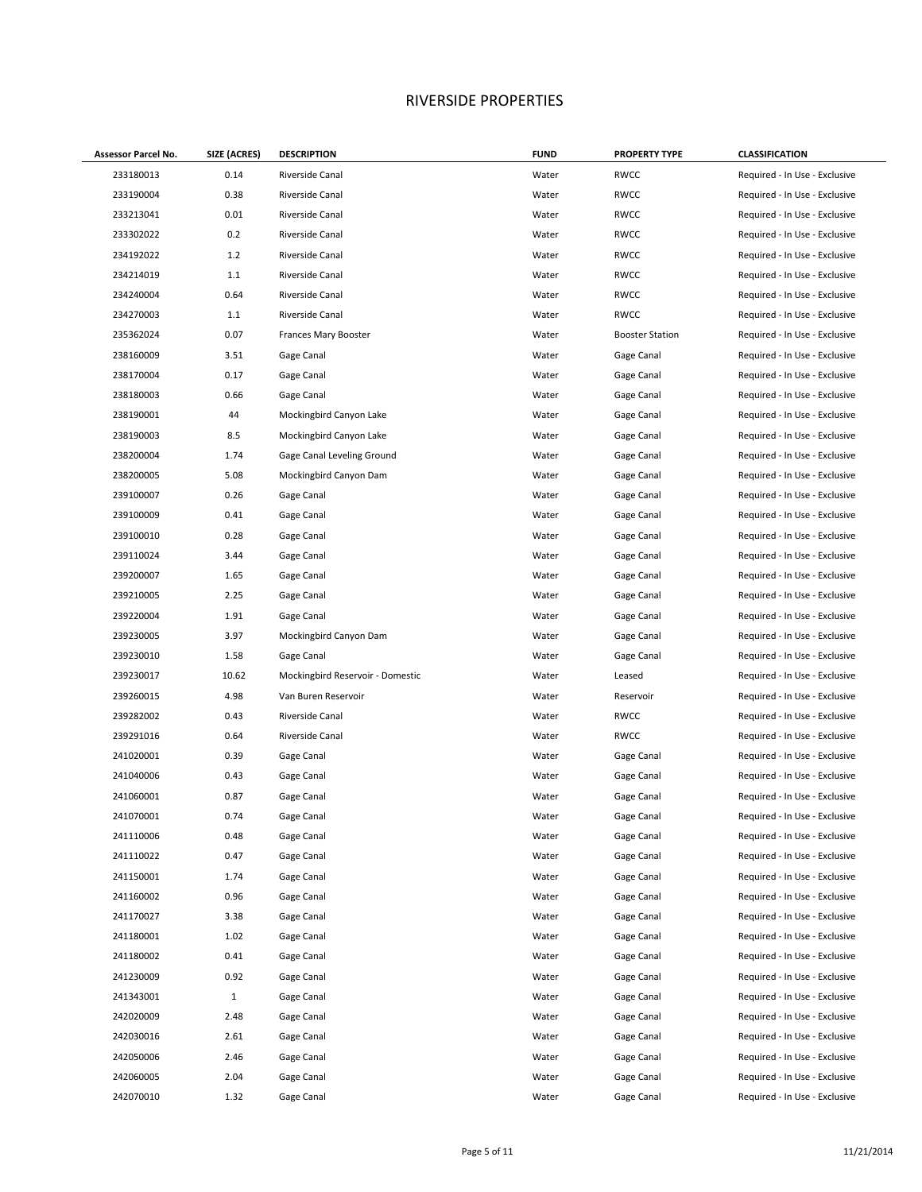# RIVERSIDE PROPERTIES

| Assessor Parcel No. | SIZE (ACRES) | DESCRIPTION | FUND | PROPERTY TYPE | CLASSIFICATION |
|---|---|---|---|---|---|
| 233180013 | 0.14 | Riverside Canal | Water | RWCC | Required - In Use - Exclusive |
| 233190004 | 0.38 | Riverside Canal | Water | RWCC | Required - In Use - Exclusive |
| 233213041 | 0.01 | Riverside Canal | Water | RWCC | Required - In Use - Exclusive |
| 233302022 | 0.2 | Riverside Canal | Water | RWCC | Required - In Use - Exclusive |
| 234192022 | 1.2 | Riverside Canal | Water | RWCC | Required - In Use - Exclusive |
| 234214019 | 1.1 | Riverside Canal | Water | RWCC | Required - In Use - Exclusive |
| 234240004 | 0.64 | Riverside Canal | Water | RWCC | Required - In Use - Exclusive |
| 234270003 | 1.1 | Riverside Canal | Water | RWCC | Required - In Use - Exclusive |
| 235362024 | 0.07 | Frances Mary Booster | Water | Booster Station | Required - In Use - Exclusive |
| 238160009 | 3.51 | Gage Canal | Water | Gage Canal | Required - In Use - Exclusive |
| 238170004 | 0.17 | Gage Canal | Water | Gage Canal | Required - In Use - Exclusive |
| 238180003 | 0.66 | Gage Canal | Water | Gage Canal | Required - In Use - Exclusive |
| 238190001 | 44 | Mockingbird Canyon Lake | Water | Gage Canal | Required - In Use - Exclusive |
| 238190003 | 8.5 | Mockingbird Canyon Lake | Water | Gage Canal | Required - In Use - Exclusive |
| 238200004 | 1.74 | Gage Canal Leveling Ground | Water | Gage Canal | Required - In Use - Exclusive |
| 238200005 | 5.08 | Mockingbird Canyon Dam | Water | Gage Canal | Required - In Use - Exclusive |
| 239100007 | 0.26 | Gage Canal | Water | Gage Canal | Required - In Use - Exclusive |
| 239100009 | 0.41 | Gage Canal | Water | Gage Canal | Required - In Use - Exclusive |
| 239100010 | 0.28 | Gage Canal | Water | Gage Canal | Required - In Use - Exclusive |
| 239110024 | 3.44 | Gage Canal | Water | Gage Canal | Required - In Use - Exclusive |
| 239200007 | 1.65 | Gage Canal | Water | Gage Canal | Required - In Use - Exclusive |
| 239210005 | 2.25 | Gage Canal | Water | Gage Canal | Required - In Use - Exclusive |
| 239220004 | 1.91 | Gage Canal | Water | Gage Canal | Required - In Use - Exclusive |
| 239230005 | 3.97 | Mockingbird Canyon Dam | Water | Gage Canal | Required - In Use - Exclusive |
| 239230010 | 1.58 | Gage Canal | Water | Gage Canal | Required - In Use - Exclusive |
| 239230017 | 10.62 | Mockingbird Reservoir - Domestic | Water | Leased | Required - In Use - Exclusive |
| 239260015 | 4.98 | Van Buren Reservoir | Water | Reservoir | Required - In Use - Exclusive |
| 239282002 | 0.43 | Riverside Canal | Water | RWCC | Required - In Use - Exclusive |
| 239291016 | 0.64 | Riverside Canal | Water | RWCC | Required - In Use - Exclusive |
| 241020001 | 0.39 | Gage Canal | Water | Gage Canal | Required - In Use - Exclusive |
| 241040006 | 0.43 | Gage Canal | Water | Gage Canal | Required - In Use - Exclusive |
| 241060001 | 0.87 | Gage Canal | Water | Gage Canal | Required - In Use - Exclusive |
| 241070001 | 0.74 | Gage Canal | Water | Gage Canal | Required - In Use - Exclusive |
| 241110006 | 0.48 | Gage Canal | Water | Gage Canal | Required - In Use - Exclusive |
| 241110022 | 0.47 | Gage Canal | Water | Gage Canal | Required - In Use - Exclusive |
| 241150001 | 1.74 | Gage Canal | Water | Gage Canal | Required - In Use - Exclusive |
| 241160002 | 0.96 | Gage Canal | Water | Gage Canal | Required - In Use - Exclusive |
| 241170027 | 3.38 | Gage Canal | Water | Gage Canal | Required - In Use - Exclusive |
| 241180001 | 1.02 | Gage Canal | Water | Gage Canal | Required - In Use - Exclusive |
| 241180002 | 0.41 | Gage Canal | Water | Gage Canal | Required - In Use - Exclusive |
| 241230009 | 0.92 | Gage Canal | Water | Gage Canal | Required - In Use - Exclusive |
| 241343001 | 1 | Gage Canal | Water | Gage Canal | Required - In Use - Exclusive |
| 242020009 | 2.48 | Gage Canal | Water | Gage Canal | Required - In Use - Exclusive |
| 242030016 | 2.61 | Gage Canal | Water | Gage Canal | Required - In Use - Exclusive |
| 242050006 | 2.46 | Gage Canal | Water | Gage Canal | Required - In Use - Exclusive |
| 242060005 | 2.04 | Gage Canal | Water | Gage Canal | Required - In Use - Exclusive |
| 242070010 | 1.32 | Gage Canal | Water | Gage Canal | Required - In Use - Exclusive |

11/21/2014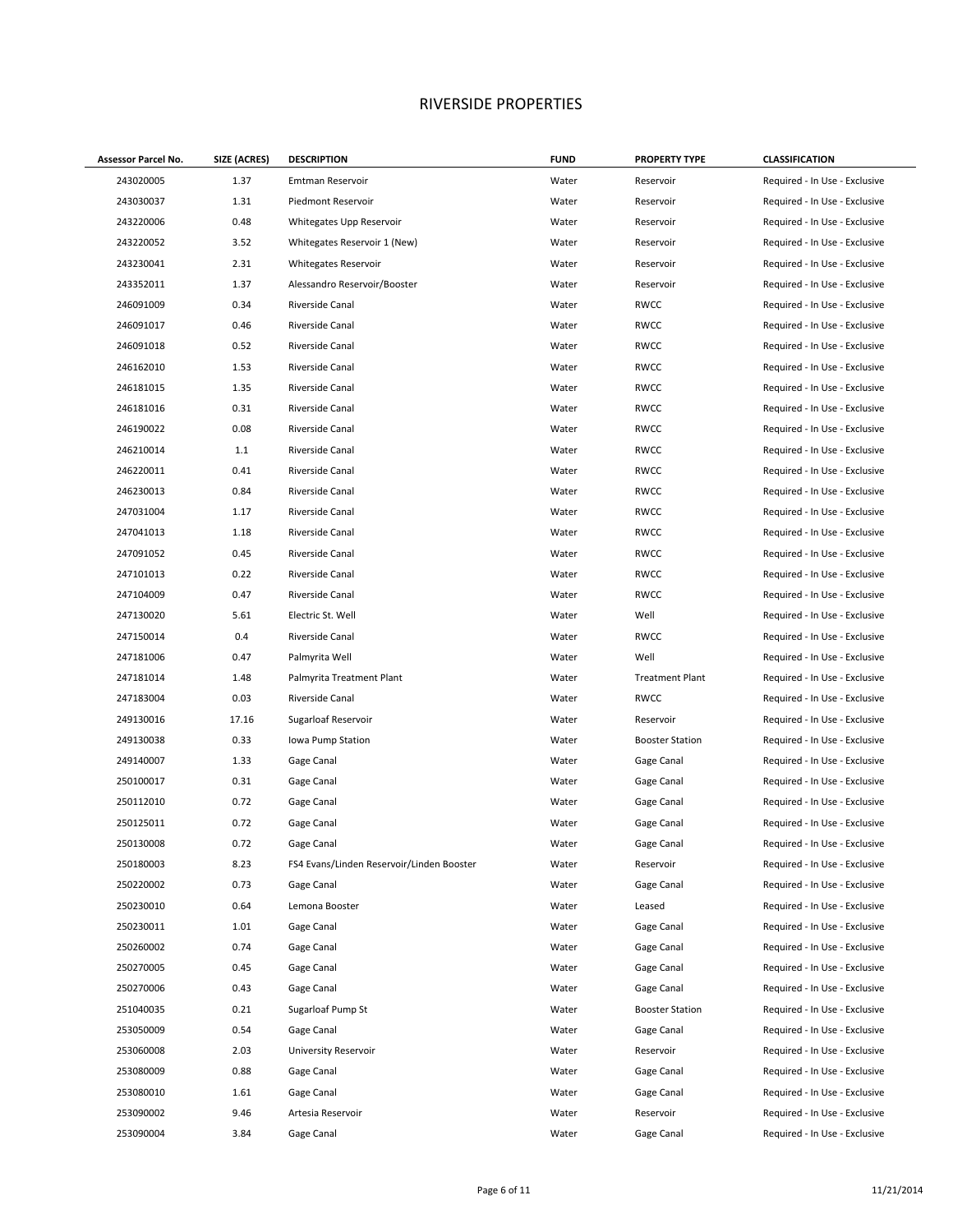# RIVERSIDE PROPERTIES

| Assessor Parcel No. | SIZE (ACRES) | DESCRIPTION | FUND | PROPERTY TYPE | CLASSIFICATION |
|---|---|---|---|---|---|
| 243020005 | 1.37 | Emtman Reservoir | Water | Reservoir | Required - In Use - Exclusive |
| 243030037 | 1.31 | Piedmont Reservoir | Water | Reservoir | Required - In Use - Exclusive |
| 243220006 | 0.48 | Whitegates Upp Reservoir | Water | Reservoir | Required - In Use - Exclusive |
| 243220052 | 3.52 | Whitegates Reservoir 1 (New) | Water | Reservoir | Required - In Use - Exclusive |
| 243230041 | 2.31 | Whitegates Reservoir | Water | Reservoir | Required - In Use - Exclusive |
| 243352011 | 1.37 | Alessandro Reservoir/Booster | Water | Reservoir | Required - In Use - Exclusive |
| 246091009 | 0.34 | Riverside Canal | Water | RWCC | Required - In Use - Exclusive |
| 246091017 | 0.46 | Riverside Canal | Water | RWCC | Required - In Use - Exclusive |
| 246091018 | 0.52 | Riverside Canal | Water | RWCC | Required - In Use - Exclusive |
| 246162010 | 1.53 | Riverside Canal | Water | RWCC | Required - In Use - Exclusive |
| 246181015 | 1.35 | Riverside Canal | Water | RWCC | Required - In Use - Exclusive |
| 246181016 | 0.31 | Riverside Canal | Water | RWCC | Required - In Use - Exclusive |
| 246190022 | 0.08 | Riverside Canal | Water | RWCC | Required - In Use - Exclusive |
| 246210014 | 1.1 | Riverside Canal | Water | RWCC | Required - In Use - Exclusive |
| 246220011 | 0.41 | Riverside Canal | Water | RWCC | Required - In Use - Exclusive |
| 246230013 | 0.84 | Riverside Canal | Water | RWCC | Required - In Use - Exclusive |
| 247031004 | 1.17 | Riverside Canal | Water | RWCC | Required - In Use - Exclusive |
| 247041013 | 1.18 | Riverside Canal | Water | RWCC | Required - In Use - Exclusive |
| 247091052 | 0.45 | Riverside Canal | Water | RWCC | Required - In Use - Exclusive |
| 247101013 | 0.22 | Riverside Canal | Water | RWCC | Required - In Use - Exclusive |
| 247104009 | 0.47 | Riverside Canal | Water | RWCC | Required - In Use - Exclusive |
| 247130020 | 5.61 | Electric St. Well | Water | Well | Required - In Use - Exclusive |
| 247150014 | 0.4 | Riverside Canal | Water | RWCC | Required - In Use - Exclusive |
| 247181006 | 0.47 | Palmyrita Well | Water | Well | Required - In Use - Exclusive |
| 247181014 | 1.48 | Palmyrita Treatment Plant | Water | Treatment Plant | Required - In Use - Exclusive |
| 247183004 | 0.03 | Riverside Canal | Water | RWCC | Required - In Use - Exclusive |
| 249130016 | 17.16 | Sugarloaf Reservoir | Water | Reservoir | Required - In Use - Exclusive |
| 249130038 | 0.33 | Iowa Pump Station | Water | Booster Station | Required - In Use - Exclusive |
| 249140007 | 1.33 | Gage Canal | Water | Gage Canal | Required - In Use - Exclusive |
| 250100017 | 0.31 | Gage Canal | Water | Gage Canal | Required - In Use - Exclusive |
| 250112010 | 0.72 | Gage Canal | Water | Gage Canal | Required - In Use - Exclusive |
| 250125011 | 0.72 | Gage Canal | Water | Gage Canal | Required - In Use - Exclusive |
| 250130008 | 0.72 | Gage Canal | Water | Gage Canal | Required - In Use - Exclusive |
| 250180003 | 8.23 | FS4 Evans/Linden Reservoir/Linden Booster | Water | Reservoir | Required - In Use - Exclusive |
| 250220002 | 0.73 | Gage Canal | Water | Gage Canal | Required - In Use - Exclusive |
| 250230010 | 0.64 | Lemona Booster | Water | Leased | Required - In Use - Exclusive |
| 250230011 | 1.01 | Gage Canal | Water | Gage Canal | Required - In Use - Exclusive |
| 250260002 | 0.74 | Gage Canal | Water | Gage Canal | Required - In Use - Exclusive |
| 250270005 | 0.45 | Gage Canal | Water | Gage Canal | Required - In Use - Exclusive |
| 250270006 | 0.43 | Gage Canal | Water | Gage Canal | Required - In Use - Exclusive |
| 251040035 | 0.21 | Sugarloaf Pump St | Water | Booster Station | Required - In Use - Exclusive |
| 253050009 | 0.54 | Gage Canal | Water | Gage Canal | Required - In Use - Exclusive |
| 253060008 | 2.03 | University Reservoir | Water | Reservoir | Required - In Use - Exclusive |
| 253080009 | 0.88 | Gage Canal | Water | Gage Canal | Required - In Use - Exclusive |
| 253080010 | 1.61 | Gage Canal | Water | Gage Canal | Required - In Use - Exclusive |
| 253090002 | 9.46 | Artesia Reservoir | Water | Reservoir | Required - In Use - Exclusive |
| 253090004 | 3.84 | Gage Canal | Water | Gage Canal | Required - In Use - Exclusive |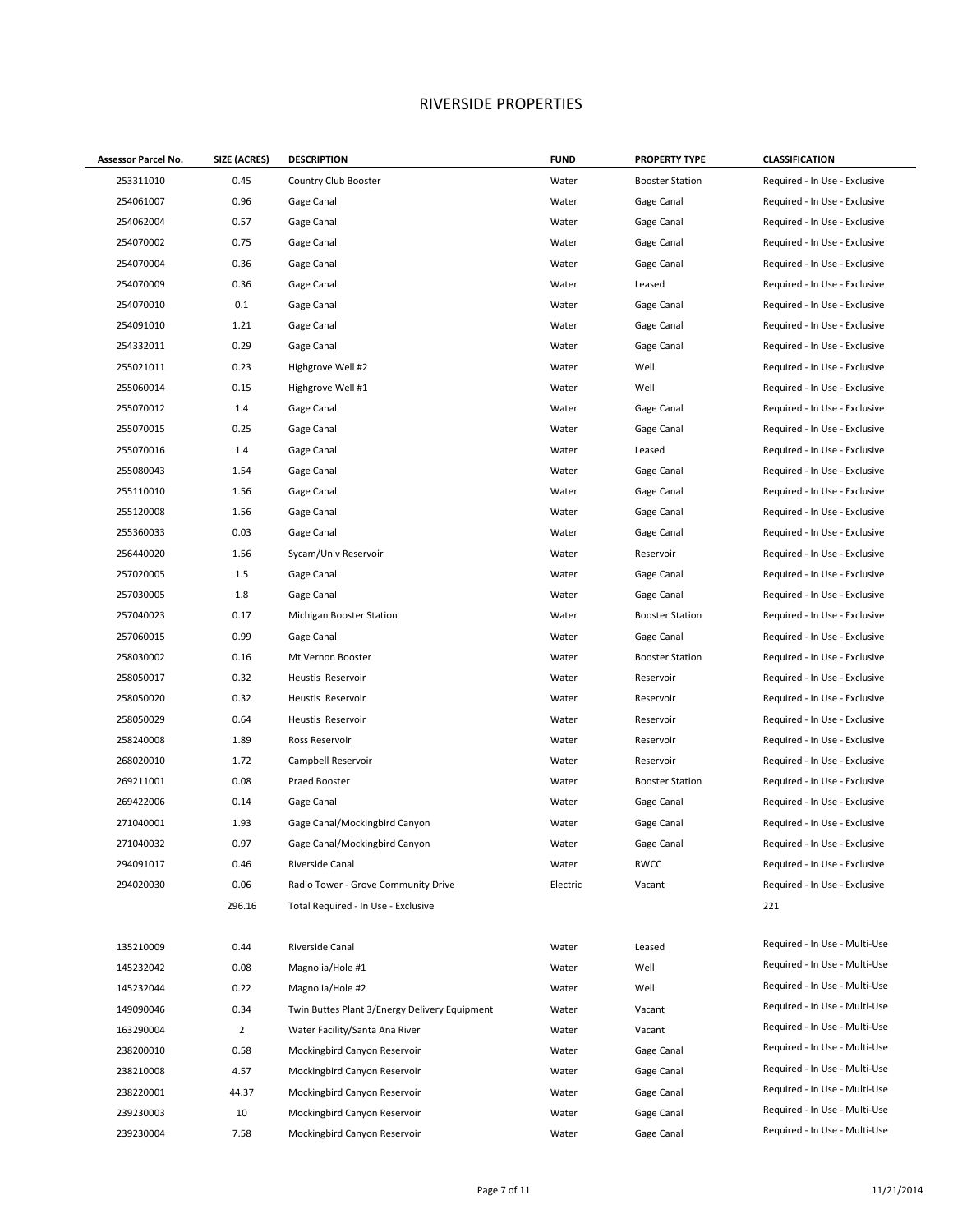# RIVERSIDE PROPERTIES

| Assessor Parcel No. | SIZE (ACRES) | DESCRIPTION | FUND | PROPERTY TYPE | CLASSIFICATION |
|---|---|---|---|---|---|
| 253311010 | 0.45 | Country Club Booster | Water | Booster Station | Required - In Use - Exclusive |
| 254061007 | 0.96 | Gage Canal | Water | Gage Canal | Required - In Use - Exclusive |
| 254062004 | 0.57 | Gage Canal | Water | Gage Canal | Required - In Use - Exclusive |
| 254070002 | 0.75 | Gage Canal | Water | Gage Canal | Required - In Use - Exclusive |
| 254070004 | 0.36 | Gage Canal | Water | Gage Canal | Required - In Use - Exclusive |
| 254070009 | 0.36 | Gage Canal | Water | Leased | Required - In Use - Exclusive |
| 254070010 | 0.1 | Gage Canal | Water | Gage Canal | Required - In Use - Exclusive |
| 254091010 | 1.21 | Gage Canal | Water | Gage Canal | Required - In Use - Exclusive |
| 254332011 | 0.29 | Gage Canal | Water | Gage Canal | Required - In Use - Exclusive |
| 255021011 | 0.23 | Highgrove Well #2 | Water | Well | Required - In Use - Exclusive |
| 255060014 | 0.15 | Highgrove Well #1 | Water | Well | Required - In Use - Exclusive |
| 255070012 | 1.4 | Gage Canal | Water | Gage Canal | Required - In Use - Exclusive |
| 255070015 | 0.25 | Gage Canal | Water | Gage Canal | Required - In Use - Exclusive |
| 255070016 | 1.4 | Gage Canal | Water | Leased | Required - In Use - Exclusive |
| 255080043 | 1.54 | Gage Canal | Water | Gage Canal | Required - In Use - Exclusive |
| 255110010 | 1.56 | Gage Canal | Water | Gage Canal | Required - In Use - Exclusive |
| 255120008 | 1.56 | Gage Canal | Water | Gage Canal | Required - In Use - Exclusive |
| 255360033 | 0.03 | Gage Canal | Water | Gage Canal | Required - In Use - Exclusive |
| 256440020 | 1.56 | Sycam/Univ Reservoir | Water | Reservoir | Required - In Use - Exclusive |
| 257020005 | 1.5 | Gage Canal | Water | Gage Canal | Required - In Use - Exclusive |
| 257030005 | 1.8 | Gage Canal | Water | Gage Canal | Required - In Use - Exclusive |
| 257040023 | 0.17 | Michigan Booster Station | Water | Booster Station | Required - In Use - Exclusive |
| 257060015 | 0.99 | Gage Canal | Water | Gage Canal | Required - In Use - Exclusive |
| 258030002 | 0.16 | Mt Vernon Booster | Water | Booster Station | Required - In Use - Exclusive |
| 258050017 | 0.32 | Heustis Reservoir | Water | Reservoir | Required - In Use - Exclusive |
| 258050020 | 0.32 | Heustis Reservoir | Water | Reservoir | Required - In Use - Exclusive |
| 258050029 | 0.64 | Heustis Reservoir | Water | Reservoir | Required - In Use - Exclusive |
| 258240008 | 1.89 | Ross Reservoir | Water | Reservoir | Required - In Use - Exclusive |
| 268020010 | 1.72 | Campbell Reservoir | Water | Reservoir | Required - In Use - Exclusive |
| 269211001 | 0.08 | Praed Booster | Water | Booster Station | Required - In Use - Exclusive |
| 269422006 | 0.14 | Gage Canal | Water | Gage Canal | Required - In Use - Exclusive |
| 271040001 | 1.93 | Gage Canal/Mockingbird Canyon | Water | Gage Canal | Required - In Use - Exclusive |
| 271040032 | 0.97 | Gage Canal/Mockingbird Canyon | Water | Gage Canal | Required - In Use - Exclusive |
| 294091017 | 0.46 | Riverside Canal | Water | RWCC | Required - In Use - Exclusive |
| 294020030 | 0.06 | Radio Tower - Grove Community Drive | Electric | Vacant | Required - In Use - Exclusive |
| | 296.16 | Total Required - In Use - Exclusive | | | 221 |
| | | | | | |
| 135210009 | 0.44 | Riverside Canal | Water | Leased | Required - In Use - Multi-Use |
| 145232042 | 0.08 | Magnolia/Hole #1 | Water | Well | Required - In Use - Multi-Use |
| 145232044 | 0.22 | Magnolia/Hole #2 | Water | Well | Required - In Use - Multi-Use |
| 149090046 | 0.34 | Twin Buttes Plant 3/Energy Delivery Equipment | Water | Vacant | Required - In Use - Multi-Use |
| 163290004 | 2 | Water Facility/Santa Ana River | Water | Vacant | Required - In Use - Multi-Use |
| 238200010 | 0.58 | Mockingbird Canyon Reservoir | Water | Gage Canal | Required - In Use - Multi-Use |
| 238210008 | 4.57 | Mockingbird Canyon Reservoir | Water | Gage Canal | Required - In Use - Multi-Use |
| 238220001 | 44.37 | Mockingbird Canyon Reservoir | Water | Gage Canal | Required - In Use - Multi-Use |
| 239230003 | 10 | Mockingbird Canyon Reservoir | Water | Gage Canal | Required - In Use - Multi-Use |
| 239230004 | 7.58 | Mockingbird Canyon Reservoir | Water | Gage Canal | Required - In Use - Multi-Use |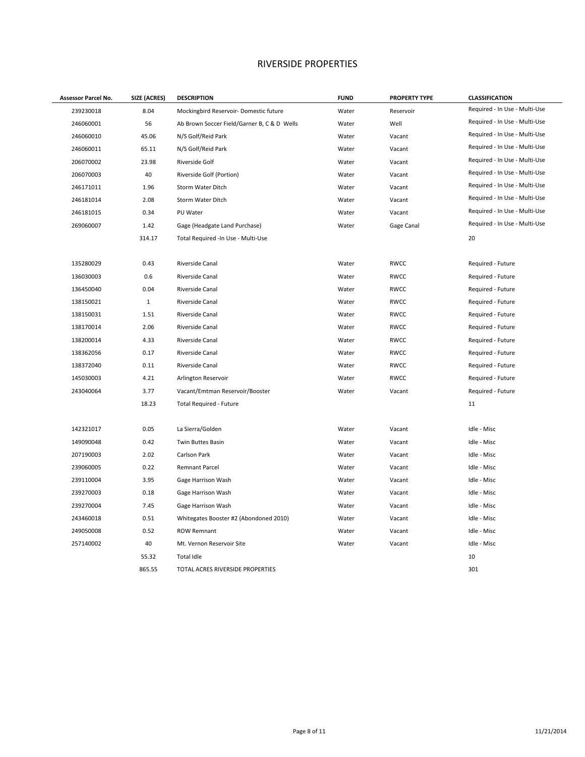# RIVERSIDE PROPERTIES

| Assessor Parcel No. | SIZE (ACRES) | DESCRIPTION | FUND | PROPERTY TYPE | CLASSIFICATION |
|---|---|---|---|---|---|
| 239230018 | 8.04 | Mockingbird Reservoir- Domestic future | Water | Reservoir | Required - In Use - Multi-Use |
| 246060001 | 56 | Ab Brown Soccer Field/Garner B, C & D Wells | Water | Well | Required - In Use - Multi-Use |
| 246060010 | 45.06 | N/S Golf/Reid Park | Water | Vacant | Required - In Use - Multi-Use |
| 246060011 | 65.11 | N/S Golf/Reid Park | Water | Vacant | Required - In Use - Multi-Use |
| 206070002 | 23.98 | Riverside Golf | Water | Vacant | Required - In Use - Multi-Use |
| 206070003 | 40 | Riverside Golf (Portion) | Water | Vacant | Required - In Use - Multi-Use |
| 246171011 | 1.96 | Storm Water Ditch | Water | Vacant | Required - In Use - Multi-Use |
| 246181014 | 2.08 | Storm Water Ditch | Water | Vacant | Required - In Use - Multi-Use |
| 246181015 | 0.34 | PU Water | Water | Vacant | Required - In Use - Multi-Use |
| 269060007 | 1.42 | Gage (Headgate Land Purchase) | Water | Gage Canal | Required - In Use - Multi-Use |
| | 314.17 | Total Required -In Use - Multi-Use | | | 20 |
| | | | | | |
| 135280029 | 0.43 | Riverside Canal | Water | RWCC | Required - Future |
| 136030003 | 0.6 | Riverside Canal | Water | RWCC | Required - Future |
| 136450040 | 0.04 | Riverside Canal | Water | RWCC | Required - Future |
| 138150021 | 1 | Riverside Canal | Water | RWCC | Required - Future |
| 138150031 | 1.51 | Riverside Canal | Water | RWCC | Required - Future |
| 138170014 | 2.06 | Riverside Canal | Water | RWCC | Required - Future |
| 138200014 | 4.33 | Riverside Canal | Water | RWCC | Required - Future |
| 138362056 | 0.17 | Riverside Canal | Water | RWCC | Required - Future |
| 138372040 | 0.11 | Riverside Canal | Water | RWCC | Required - Future |
| 145030003 | 4.21 | Arlington Reservoir | Water | RWCC | Required - Future |
| 243040064 | 3.77 | Vacant/Emtman Reservoir/Booster | Water | Vacant | Required - Future |
| | 18.23 | Total Required - Future | | | 11 |
| | | | | | |
| 142321017 | 0.05 | La Sierra/Golden | Water | Vacant | Idle - Misc |
| 149090048 | 0.42 | Twin Buttes Basin | Water | Vacant | Idle - Misc |
| 207190003 | 2.02 | Carlson Park | Water | Vacant | Idle - Misc |
| 239060005 | 0.22 | Remnant Parcel | Water | Vacant | Idle - Misc |
| 239110004 | 3.95 | Gage Harrison Wash | Water | Vacant | Idle - Misc |
| 239270003 | 0.18 | Gage Harrison Wash | Water | Vacant | Idle - Misc |
| 239270004 | 7.45 | Gage Harrison Wash | Water | Vacant | Idle - Misc |
| 243460018 | 0.51 | Whitegates Booster #2 (Abondoned 2010) | Water | Vacant | Idle - Misc |
| 249050008 | 0.52 | ROW Remnant | Water | Vacant | Idle - Misc |
| 257140002 | 40 | Mt. Vernon Reservoir Site | Water | Vacant | Idle - Misc |
| | 55.32 | Total Idle | | | 10 |
| | 865.55 | TOTAL ACRES RIVERSIDE PROPERTIES | | | 301 |

11/21/2014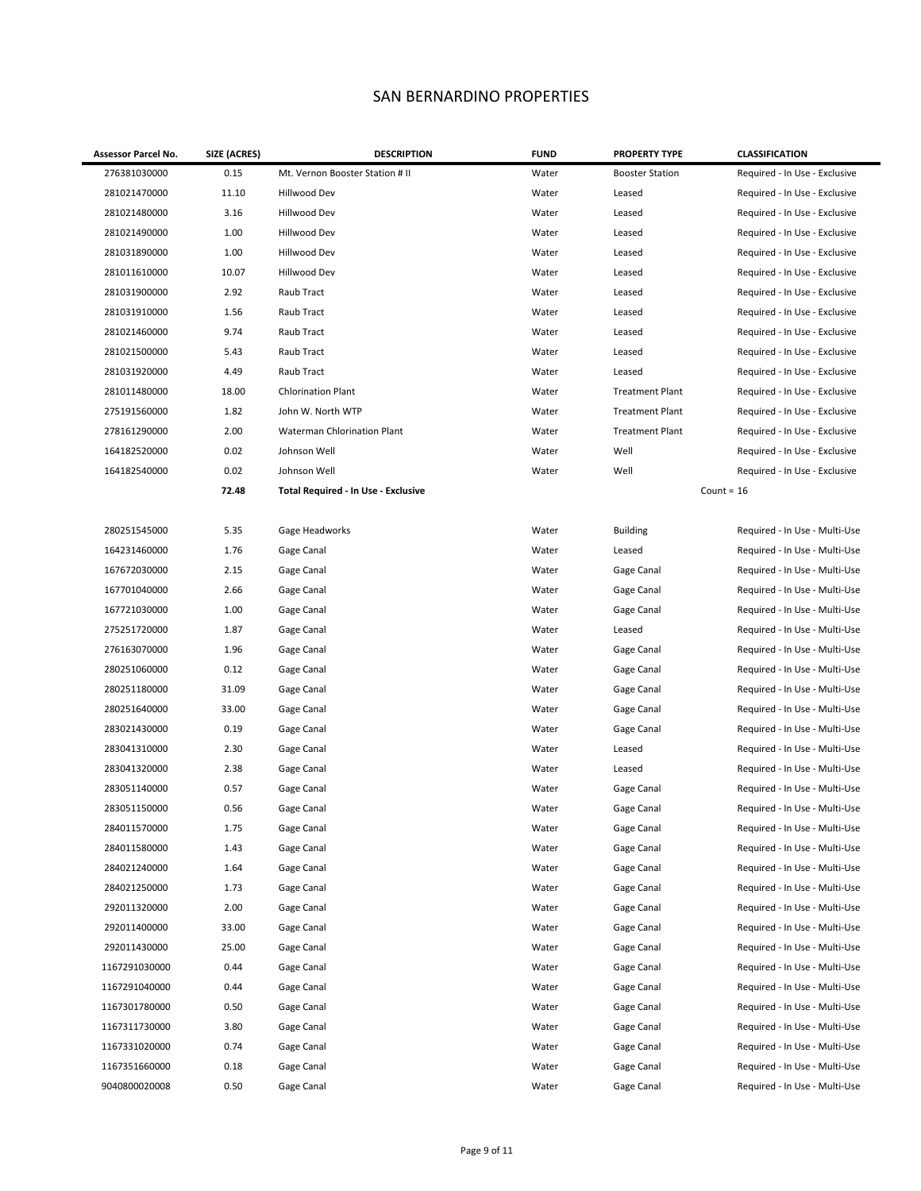# SAN BERNARDINO PROPERTIES

| Assessor Parcel No. | SIZE (ACRES) | DESCRIPTION | FUND | PROPERTY TYPE | CLASSIFICATION |
|---|---|---|---|---|---|
| 276381030000 | 0.15 | Mt. Vernon Booster Station # II | Water | Booster Station | Required - In Use - Exclusive |
| 281021470000 | 11.10 | Hillwood Dev | Water | Leased | Required - In Use - Exclusive |
| 281021480000 | 3.16 | Hillwood Dev | Water | Leased | Required - In Use - Exclusive |
| 281021490000 | 1.00 | Hillwood Dev | Water | Leased | Required - In Use - Exclusive |
| 281031890000 | 1.00 | Hillwood Dev | Water | Leased | Required - In Use - Exclusive |
| 281011610000 | 10.07 | Hillwood Dev | Water | Leased | Required - In Use - Exclusive |
| 281031900000 | 2.92 | Raub Tract | Water | Leased | Required - In Use - Exclusive |
| 281031910000 | 1.56 | Raub Tract | Water | Leased | Required - In Use - Exclusive |
| 281021460000 | 9.74 | Raub Tract | Water | Leased | Required - In Use - Exclusive |
| 281021500000 | 5.43 | Raub Tract | Water | Leased | Required - In Use - Exclusive |
| 281031920000 | 4.49 | Raub Tract | Water | Leased | Required - In Use - Exclusive |
| 281011480000 | 18.00 | Chlorination Plant | Water | Treatment Plant | Required - In Use - Exclusive |
| 275191560000 | 1.82 | John W. North WTP | Water | Treatment Plant | Required - In Use - Exclusive |
| 278161290000 | 2.00 | Waterman Chlorination Plant | Water | Treatment Plant | Required - In Use - Exclusive |
| 164182520000 | 0.02 | Johnson Well | Water | Well | Required - In Use - Exclusive |
| 164182540000 | 0.02 | Johnson Well | Water | Well | Required - In Use - Exclusive |
| | **72.48** | **Total Required - In Use - Exclusive** | | Count = 16 | |
| | | | | | |
| 280251545000 | 5.35 | Gage Headworks | Water | Building | Required - In Use - Multi-Use |
| 164231460000 | 1.76 | Gage Canal | Water | Leased | Required - In Use - Multi-Use |
| 167672030000 | 2.15 | Gage Canal | Water | Gage Canal | Required - In Use - Multi-Use |
| 167701040000 | 2.66 | Gage Canal | Water | Gage Canal | Required - In Use - Multi-Use |
| 167721030000 | 1.00 | Gage Canal | Water | Gage Canal | Required - In Use - Multi-Use |
| 275251720000 | 1.87 | Gage Canal | Water | Leased | Required - In Use - Multi-Use |
| 276163070000 | 1.96 | Gage Canal | Water | Gage Canal | Required - In Use - Multi-Use |
| 280251060000 | 0.12 | Gage Canal | Water | Gage Canal | Required - In Use - Multi-Use |
| 280251180000 | 31.09 | Gage Canal | Water | Gage Canal | Required - In Use - Multi-Use |
| 280251640000 | 33.00 | Gage Canal | Water | Gage Canal | Required - In Use - Multi-Use |
| 283021430000 | 0.19 | Gage Canal | Water | Gage Canal | Required - In Use - Multi-Use |
| 283041310000 | 2.30 | Gage Canal | Water | Leased | Required - In Use - Multi-Use |
| 283041320000 | 2.38 | Gage Canal | Water | Leased | Required - In Use - Multi-Use |
| 283051140000 | 0.57 | Gage Canal | Water | Gage Canal | Required - In Use - Multi-Use |
| 283051150000 | 0.56 | Gage Canal | Water | Gage Canal | Required - In Use - Multi-Use |
| 284011570000 | 1.75 | Gage Canal | Water | Gage Canal | Required - In Use - Multi-Use |
| 284011580000 | 1.43 | Gage Canal | Water | Gage Canal | Required - In Use - Multi-Use |
| 284021240000 | 1.64 | Gage Canal | Water | Gage Canal | Required - In Use - Multi-Use |
| 284021250000 | 1.73 | Gage Canal | Water | Gage Canal | Required - In Use - Multi-Use |
| 292011320000 | 2.00 | Gage Canal | Water | Gage Canal | Required - In Use - Multi-Use |
| 292011400000 | 33.00 | Gage Canal | Water | Gage Canal | Required - In Use - Multi-Use |
| 292011430000 | 25.00 | Gage Canal | Water | Gage Canal | Required - In Use - Multi-Use |
| 1167291030000 | 0.44 | Gage Canal | Water | Gage Canal | Required - In Use - Multi-Use |
| 1167291040000 | 0.44 | Gage Canal | Water | Gage Canal | Required - In Use - Multi-Use |
| 1167301780000 | 0.50 | Gage Canal | Water | Gage Canal | Required - In Use - Multi-Use |
| 1167311730000 | 3.80 | Gage Canal | Water | Gage Canal | Required - In Use - Multi-Use |
| 1167331020000 | 0.74 | Gage Canal | Water | Gage Canal | Required - In Use - Multi-Use |
| 1167351660000 | 0.18 | Gage Canal | Water | Gage Canal | Required - In Use - Multi-Use |
| 9040800020008 | 0.50 | Gage Canal | Water | Gage Canal | Required - In Use - Multi-Use |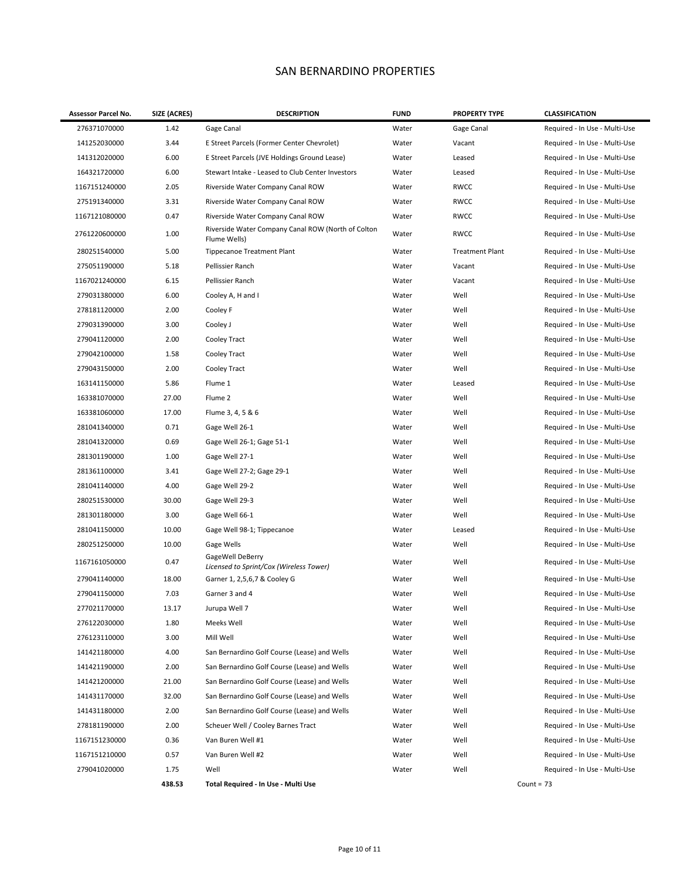# SAN BERNARDINO PROPERTIES

| Assessor Parcel No. | SIZE (ACRES) | DESCRIPTION | FUND | PROPERTY TYPE | CLASSIFICATION |
|---|---|---|---|---|---|
| 276371070000 | 1.42 | Gage Canal | Water | Gage Canal | Required - In Use - Multi-Use |
| 141252030000 | 3.44 | E Street Parcels (Former Center Chevrolet) | Water | Vacant | Required - In Use - Multi-Use |
| 141312020000 | 6.00 | E Street Parcels (JVE Holdings Ground Lease) | Water | Leased | Required - In Use - Multi-Use |
| 164321720000 | 6.00 | Stewart Intake - Leased to Club Center Investors | Water | Leased | Required - In Use - Multi-Use |
| 1167151240000 | 2.05 | Riverside Water Company Canal ROW | Water | RWCC | Required - In Use - Multi-Use |
| 275191340000 | 3.31 | Riverside Water Company Canal ROW | Water | RWCC | Required - In Use - Multi-Use |
| 1167121080000 | 0.47 | Riverside Water Company Canal ROW | Water | RWCC | Required - In Use - Multi-Use |
| 2761220600000 | 1.00 | Riverside Water Company Canal ROW (North of Colton Flume Wells) | Water | RWCC | Required - In Use - Multi-Use |
| 280251540000 | 5.00 | Tippecanoe Treatment Plant | Water | Treatment Plant | Required - In Use - Multi-Use |
| 275051190000 | 5.18 | Pellissier Ranch | Water | Vacant | Required - In Use - Multi-Use |
| 1167021240000 | 6.15 | Pellissier Ranch | Water | Vacant | Required - In Use - Multi-Use |
| 279031380000 | 6.00 | Cooley A, H and I | Water | Well | Required - In Use - Multi-Use |
| 278181120000 | 2.00 | Cooley F | Water | Well | Required - In Use - Multi-Use |
| 279031390000 | 3.00 | Cooley J | Water | Well | Required - In Use - Multi-Use |
| 279041120000 | 2.00 | Cooley Tract | Water | Well | Required - In Use - Multi-Use |
| 279042100000 | 1.58 | Cooley Tract | Water | Well | Required - In Use - Multi-Use |
| 279043150000 | 2.00 | Cooley Tract | Water | Well | Required - In Use - Multi-Use |
| 163141150000 | 5.86 | Flume 1 | Water | Leased | Required - In Use - Multi-Use |
| 163381070000 | 27.00 | Flume 2 | Water | Well | Required - In Use - Multi-Use |
| 163381060000 | 17.00 | Flume 3, 4, 5 & 6 | Water | Well | Required - In Use - Multi-Use |
| 281041340000 | 0.71 | Gage Well 26-1 | Water | Well | Required - In Use - Multi-Use |
| 281041320000 | 0.69 | Gage Well 26-1; Gage 51-1 | Water | Well | Required - In Use - Multi-Use |
| 281301190000 | 1.00 | Gage Well 27-1 | Water | Well | Required - In Use - Multi-Use |
| 281361100000 | 3.41 | Gage Well 27-2; Gage 29-1 | Water | Well | Required - In Use - Multi-Use |
| 281041140000 | 4.00 | Gage Well 29-2 | Water | Well | Required - In Use - Multi-Use |
| 280251530000 | 30.00 | Gage Well 29-3 | Water | Well | Required - In Use - Multi-Use |
| 281301180000 | 3.00 | Gage Well 66-1 | Water | Well | Required - In Use - Multi-Use |
| 281041150000 | 10.00 | Gage Well 98-1; Tippecanoe | Water | Leased | Required - In Use - Multi-Use |
| 280251250000 | 10.00 | Gage Wells | Water | Well | Required - In Use - Multi-Use |
| 1167161050000 | 0.47 | GageWell DeBerry *Licensed to Sprint/Cox (Wireless Tower)* | Water | Well | Required - In Use - Multi-Use |
| 279041140000 | 18.00 | Garner 1, 2,5,6,7 & Cooley G | Water | Well | Required - In Use - Multi-Use |
| 279041150000 | 7.03 | Garner 3 and 4 | Water | Well | Required - In Use - Multi-Use |
| 277021170000 | 13.17 | Jurupa Well 7 | Water | Well | Required - In Use - Multi-Use |
| 276122030000 | 1.80 | Meeks Well | Water | Well | Required - In Use - Multi-Use |
| 276123110000 | 3.00 | Mill Well | Water | Well | Required - In Use - Multi-Use |
| 141421180000 | 4.00 | San Bernardino Golf Course (Lease) and Wells | Water | Well | Required - In Use - Multi-Use |
| 141421190000 | 2.00 | San Bernardino Golf Course (Lease) and Wells | Water | Well | Required - In Use - Multi-Use |
| 141421200000 | 21.00 | San Bernardino Golf Course (Lease) and Wells | Water | Well | Required - In Use - Multi-Use |
| 141431170000 | 32.00 | San Bernardino Golf Course (Lease) and Wells | Water | Well | Required - In Use - Multi-Use |
| 141431180000 | 2.00 | San Bernardino Golf Course (Lease) and Wells | Water | Well | Required - In Use - Multi-Use |
| 278181190000 | 2.00 | Scheuer Well / Cooley Barnes Tract | Water | Well | Required - In Use - Multi-Use |
| 1167151230000 | 0.36 | Van Buren Well #1 | Water | Well | Required - In Use - Multi-Use |
| 1167151210000 | 0.57 | Van Buren Well #2 | Water | Well | Required - In Use - Multi-Use |
| 279041020000 | 1.75 | Well | Water | Well | Required - In Use - Multi-Use |
| | **438.53** | **Total Required - In Use - Multi Use** | | | Count = 73 |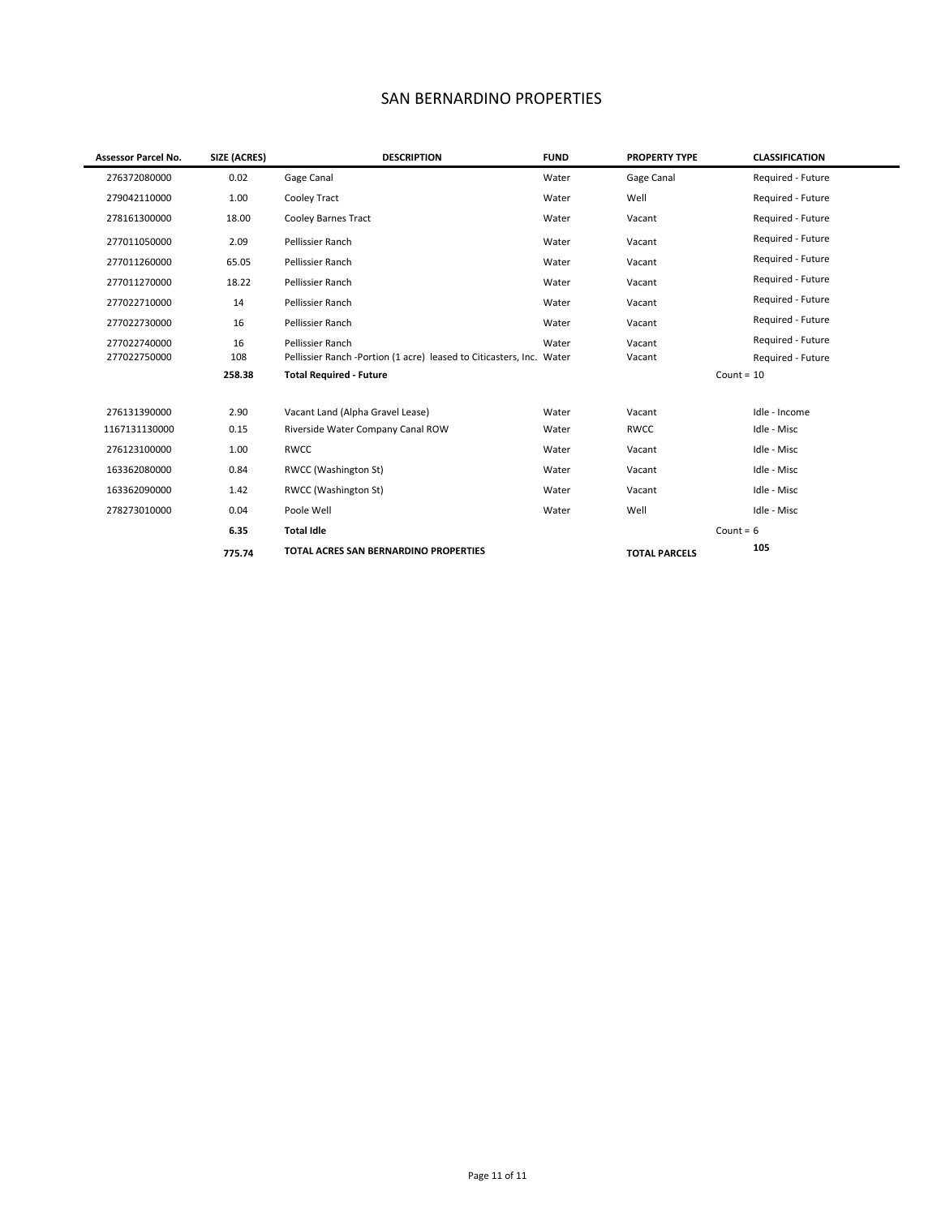# SAN BERNARDINO PROPERTIES

| Assessor Parcel No. | SIZE (ACRES) | DESCRIPTION | FUND | PROPERTY TYPE | CLASSIFICATION |
|---|---|---|---|---|---|
| 276372080000 | 0.02 | Gage Canal | Water | Gage Canal | Required - Future |
| 279042110000 | 1.00 | Cooley Tract | Water | Well | Required - Future |
| 278161300000 | 18.00 | Cooley Barnes Tract | Water | Vacant | Required - Future |
| 277011050000 | 2.09 | Pellissier Ranch | Water | Vacant | Required - Future |
| 277011260000 | 65.05 | Pellissier Ranch | Water | Vacant | Required - Future |
| 277011270000 | 18.22 | Pellissier Ranch | Water | Vacant | Required - Future |
| 277022710000 | 14 | Pellissier Ranch | Water | Vacant | Required - Future |
| 277022730000 | 16 | Pellissier Ranch | Water | Vacant | Required - Future |
| 277022740000 | 16 | Pellissier Ranch | Water | Vacant | Required - Future |
| 277022750000 | 108 | Pellissier Ranch -Portion (1 acre) leased to Citicasters, Inc. | Water | Vacant | Required - Future |
| | **258.38** | **Total Required - Future** | | | Count = 10 |
| | | | | | |
| 276131390000 | 2.90 | Vacant Land (Alpha Gravel Lease) | Water | Vacant | Idle - Income |
| 1167131130000 | 0.15 | Riverside Water Company Canal ROW | Water | RWCC | Idle - Misc |
| 276123100000 | 1.00 | RWCC | Water | Vacant | Idle - Misc |
| 163362080000 | 0.84 | RWCC (Washington St) | Water | Vacant | Idle - Misc |
| 163362090000 | 1.42 | RWCC (Washington St) | Water | Vacant | Idle - Misc |
| 278273010000 | 0.04 | Poole Well | Water | Well | Idle - Misc |
| | **6.35** | **Total Idle** | | | Count = 6 |
| | **775.74** | **TOTAL ACRES SAN BERNARDINO PROPERTIES** | | **TOTAL PARCELS** | **105** |